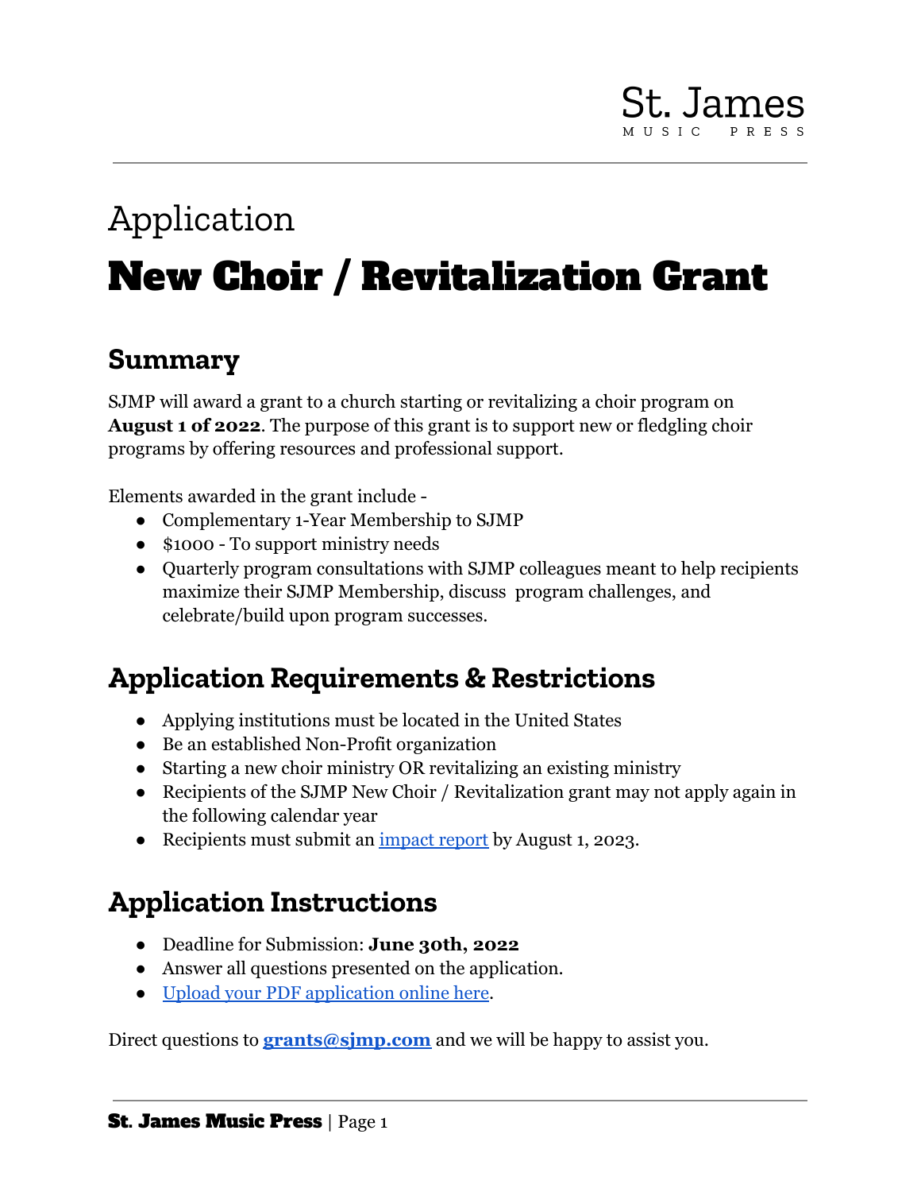St. James
MUSIC PRESS

# Application

# New Choir / Revitalization Grant

## Summary

SJMP will award a grant to a church starting or revitalizing a choir program on **August 1 of 2022**. The purpose of this grant is to support new or fledgling choir programs by offering resources and professional support.

Elements awarded in the grant include -

- Complementary 1-Year Membership to SJMP
- $1000 - To support ministry needs
- Quarterly program consultations with SJMP colleagues meant to help recipients maximize their SJMP Membership, discuss program challenges, and celebrate/build upon program successes.

## Application Requirements & Restrictions

- Applying institutions must be located in the United States
- Be an established Non-Profit organization
- Starting a new choir ministry OR revitalizing an existing ministry
- Recipients of the SJMP New Choir / Revitalization grant may not apply again in the following calendar year
- Recipients must submit an impact report by August 1, 2023.

## Application Instructions

- Deadline for Submission: **June 30th, 2022**
- Answer all questions presented on the application.
- Upload your PDF application online here.

Direct questions to **grants@sjmp.com** and we will be happy to assist you.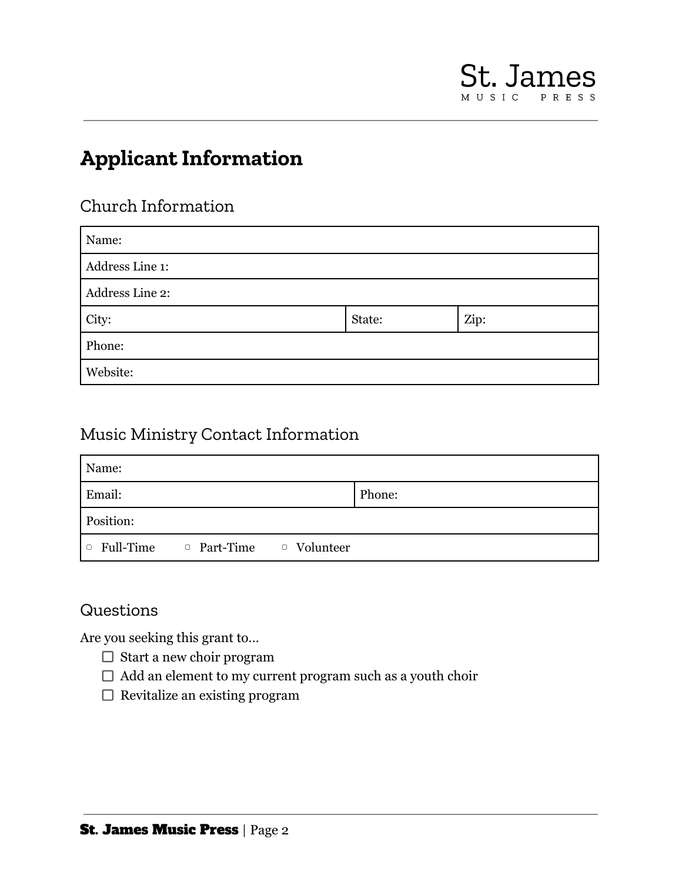# Applicant Information

## Church Information

| Name: | | |
|---|---|---|
| Address Line 1: | | |
| Address Line 2: | | |
| City: | State: | Zip: |
| Phone: | | |
| Website: | | |

## Music Ministry Contact Information

| Name: | |
|---|---|
| Email: | Phone: |
| Position: | |
| ▢ Full-Time ▢ Part-Time ▢ Volunteer | |

## Questions

Are you seeking this grant to…

- ☐ Start a new choir program
- ☐ Add an element to my current program such as a youth choir
- ☐ Revitalize an existing program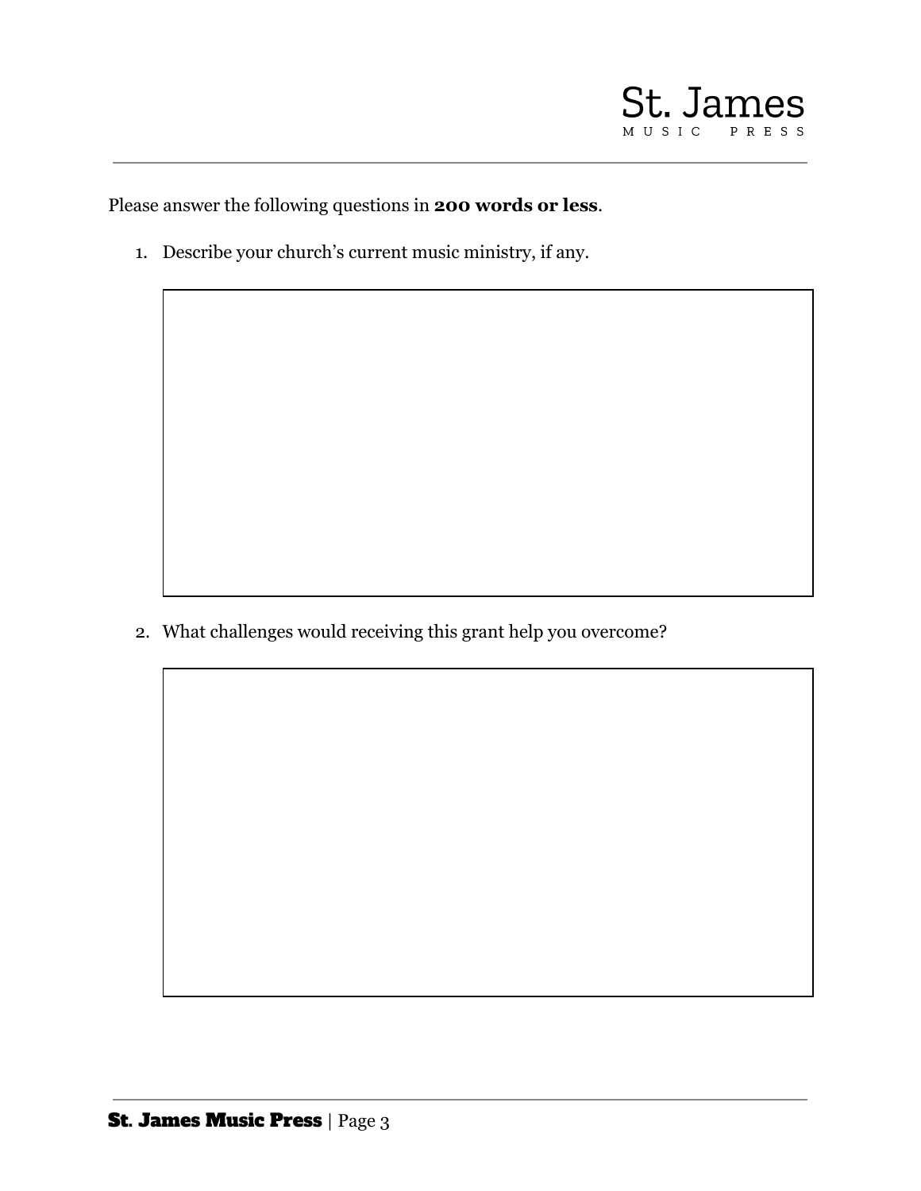Please answer the following questions in **200 words or less**.

1. Describe your church's current music ministry, if any.

2. What challenges would receiving this grant help you overcome?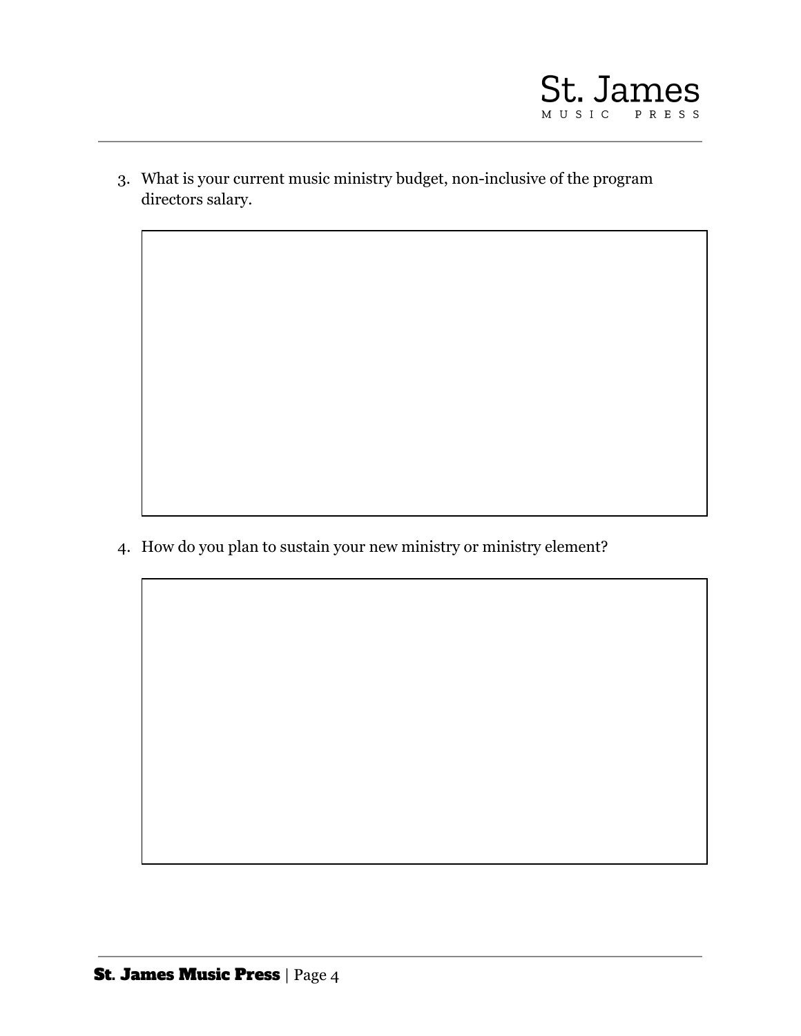3. What is your current music ministry budget, non-inclusive of the program directors salary.

4. How do you plan to sustain your new ministry or ministry element?